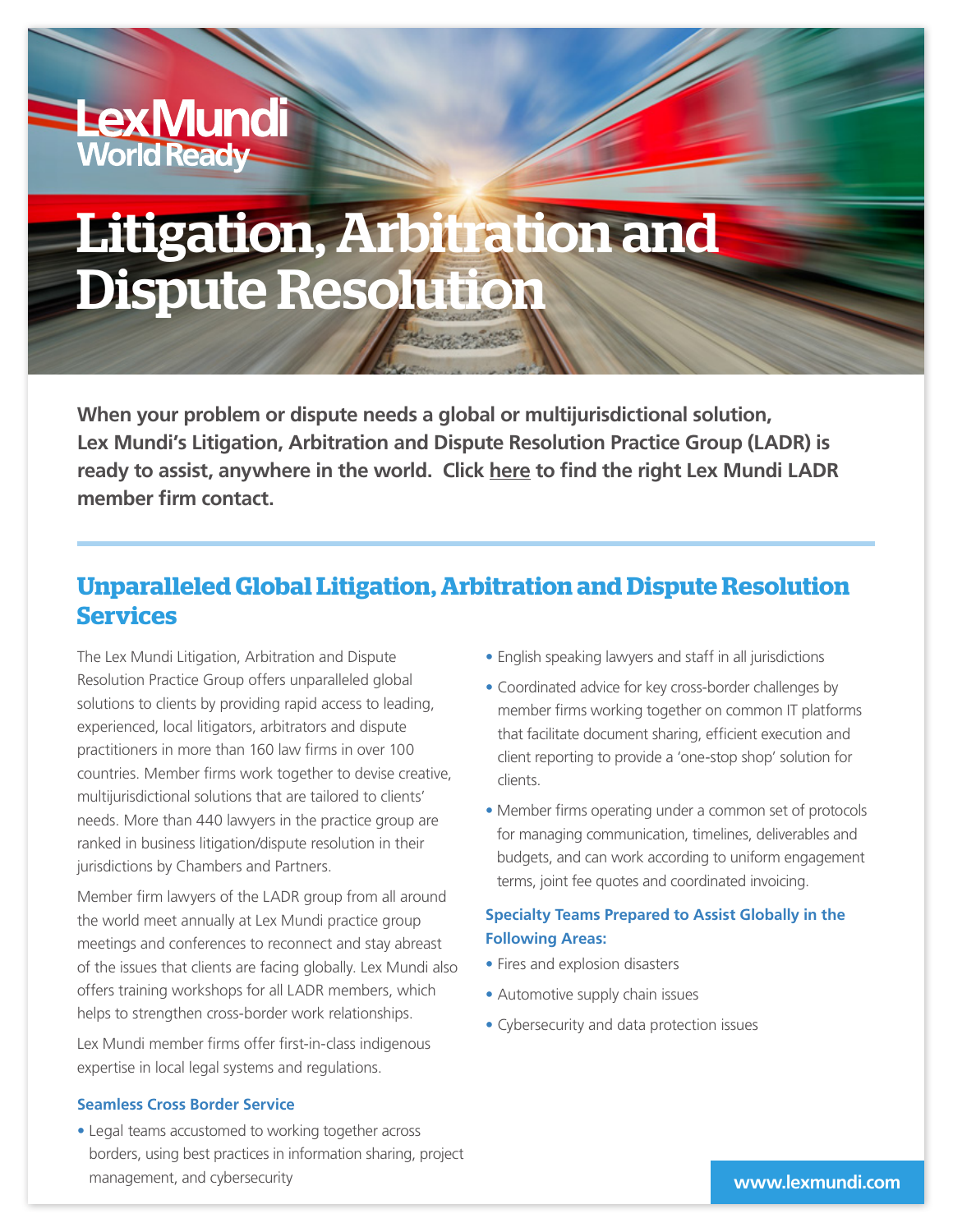Lex Mundi
World Ready

# Litigation, Arbitration and Dispute Resolution

**When your problem or dispute needs a global or multijurisdictional solution, Lex Mundi's Litigation, Arbitration and Dispute Resolution Practice Group (LADR) is ready to assist, anywhere in the world. Click here to find the right Lex Mundi LADR member firm contact.**

## Unparalleled Global Litigation, Arbitration and Dispute Resolution Services

The Lex Mundi Litigation, Arbitration and Dispute Resolution Practice Group offers unparalleled global solutions to clients by providing rapid access to leading, experienced, local litigators, arbitrators and dispute practitioners in more than 160 law firms in over 100 countries. Member firms work together to devise creative, multijurisdictional solutions that are tailored to clients' needs. More than 440 lawyers in the practice group are ranked in business litigation/dispute resolution in their jurisdictions by Chambers and Partners.

Member firm lawyers of the LADR group from all around the world meet annually at Lex Mundi practice group meetings and conferences to reconnect and stay abreast of the issues that clients are facing globally. Lex Mundi also offers training workshops for all LADR members, which helps to strengthen cross-border work relationships.

Lex Mundi member firms offer first-in-class indigenous expertise in local legal systems and regulations.

### Seamless Cross Border Service

- Legal teams accustomed to working together across borders, using best practices in information sharing, project management, and cybersecurity
- English speaking lawyers and staff in all jurisdictions
- Coordinated advice for key cross-border challenges by member firms working together on common IT platforms that facilitate document sharing, efficient execution and client reporting to provide a 'one-stop shop' solution for clients.
- Member firms operating under a common set of protocols for managing communication, timelines, deliverables and budgets, and can work according to uniform engagement terms, joint fee quotes and coordinated invoicing.

### Specialty Teams Prepared to Assist Globally in the Following Areas:

- Fires and explosion disasters
- Automotive supply chain issues
- Cybersecurity and data protection issues

www.lexmundi.com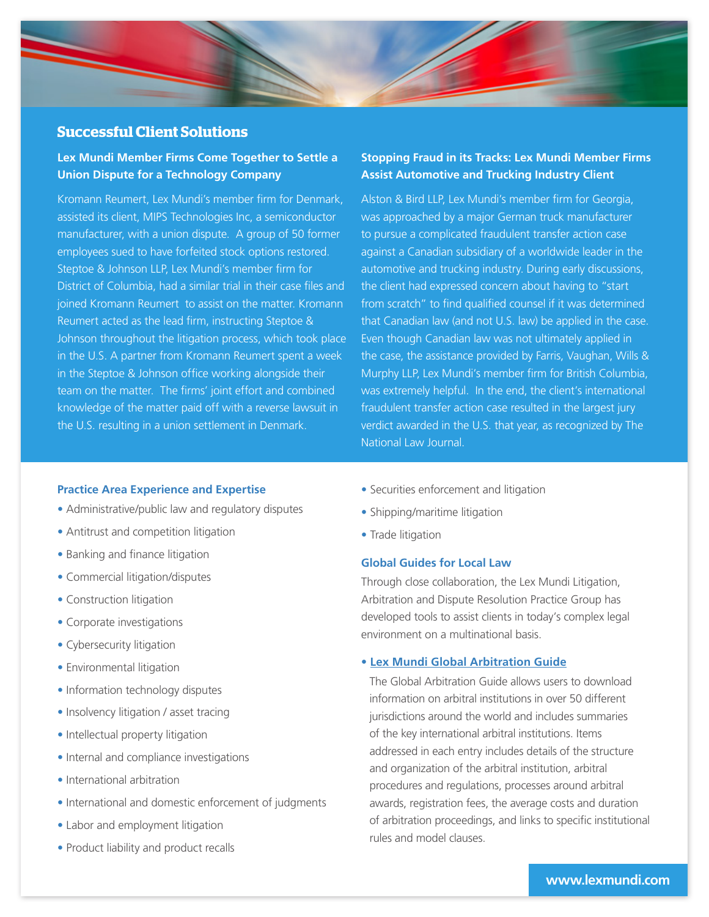## Successful Client Solutions

### Lex Mundi Member Firms Come Together to Settle a Union Dispute for a Technology Company

Kromann Reumert, Lex Mundi's member firm for Denmark, assisted its client, MIPS Technologies Inc, a semiconductor manufacturer, with a union dispute. A group of 50 former employees sued to have forfeited stock options restored. Steptoe & Johnson LLP, Lex Mundi's member firm for District of Columbia, had a similar trial in their case files and joined Kromann Reumert to assist on the matter. Kromann Reumert acted as the lead firm, instructing Steptoe & Johnson throughout the litigation process, which took place in the U.S. A partner from Kromann Reumert spent a week in the Steptoe & Johnson office working alongside their team on the matter. The firms' joint effort and combined knowledge of the matter paid off with a reverse lawsuit in the U.S. resulting in a union settlement in Denmark.

### Stopping Fraud in its Tracks: Lex Mundi Member Firms Assist Automotive and Trucking Industry Client

Alston & Bird LLP, Lex Mundi's member firm for Georgia, was approached by a major German truck manufacturer to pursue a complicated fraudulent transfer action case against a Canadian subsidiary of a worldwide leader in the automotive and trucking industry. During early discussions, the client had expressed concern about having to "start from scratch" to find qualified counsel if it was determined that Canadian law (and not U.S. law) be applied in the case. Even though Canadian law was not ultimately applied in the case, the assistance provided by Farris, Vaughan, Wills & Murphy LLP, Lex Mundi's member firm for British Columbia, was extremely helpful. In the end, the client's international fraudulent transfer action case resulted in the largest jury verdict awarded in the U.S. that year, as recognized by The National Law Journal.

### Practice Area Experience and Expertise

- Administrative/public law and regulatory disputes
- Antitrust and competition litigation
- Banking and finance litigation
- Commercial litigation/disputes
- Construction litigation
- Corporate investigations
- Cybersecurity litigation
- Environmental litigation
- Information technology disputes
- Insolvency litigation / asset tracing
- Intellectual property litigation
- Internal and compliance investigations
- International arbitration
- International and domestic enforcement of judgments
- Labor and employment litigation
- Product liability and product recalls
- Securities enforcement and litigation
- Shipping/maritime litigation
- Trade litigation

### Global Guides for Local Law

Through close collaboration, the Lex Mundi Litigation, Arbitration and Dispute Resolution Practice Group has developed tools to assist clients in today's complex legal environment on a multinational basis.

- **Lex Mundi Global Arbitration Guide**

  The Global Arbitration Guide allows users to download information on arbitral institutions in over 50 different jurisdictions around the world and includes summaries of the key international arbitral institutions. Items addressed in each entry includes details of the structure and organization of the arbitral institution, arbitral procedures and regulations, processes around arbitral awards, registration fees, the average costs and duration of arbitration proceedings, and links to specific institutional rules and model clauses.

www.lexmundi.com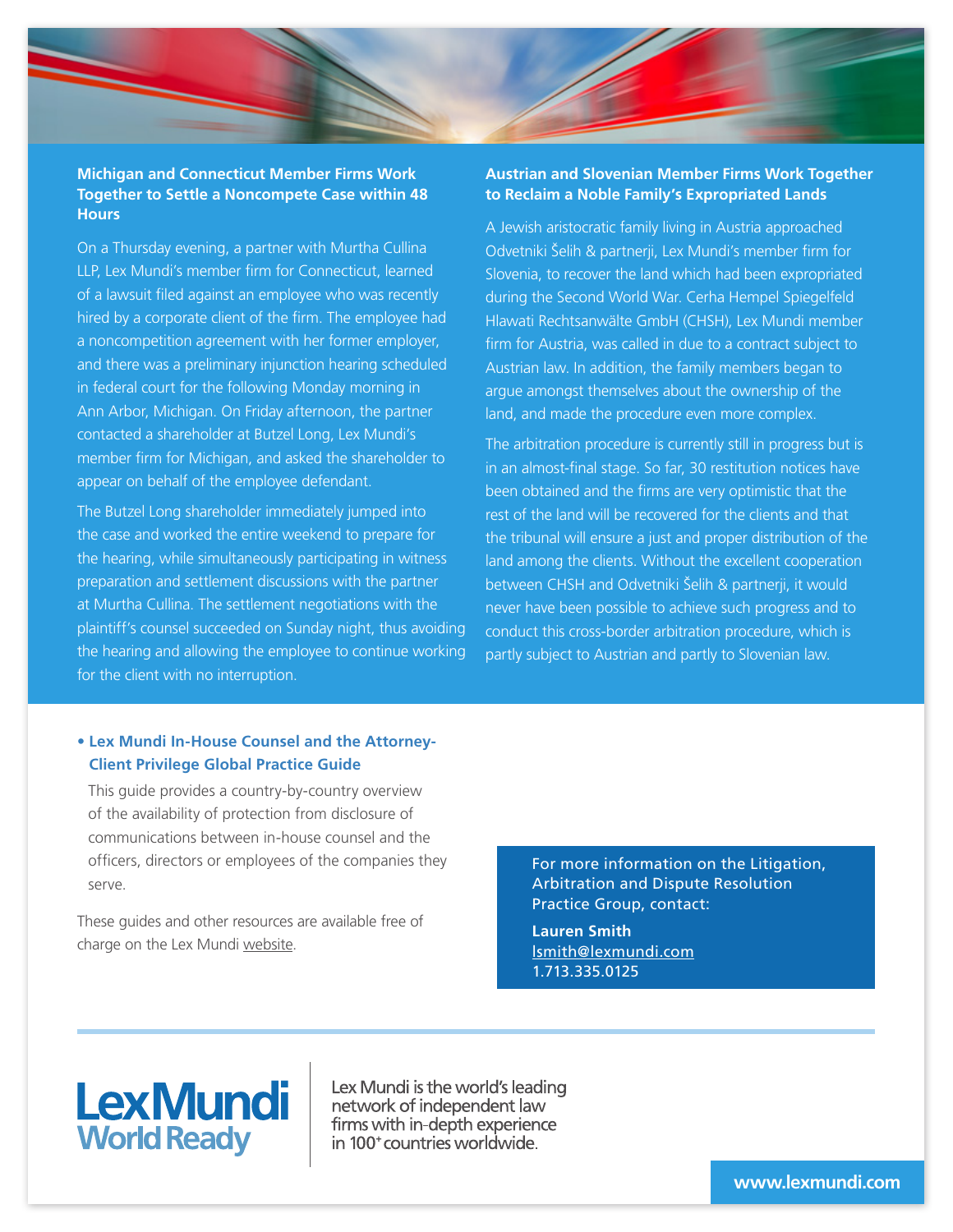### Michigan and Connecticut Member Firms Work Together to Settle a Noncompete Case within 48 Hours

On a Thursday evening, a partner with Murtha Cullina LLP, Lex Mundi's member firm for Connecticut, learned of a lawsuit filed against an employee who was recently hired by a corporate client of the firm. The employee had a noncompetition agreement with her former employer, and there was a preliminary injunction hearing scheduled in federal court for the following Monday morning in Ann Arbor, Michigan. On Friday afternoon, the partner contacted a shareholder at Butzel Long, Lex Mundi's member firm for Michigan, and asked the shareholder to appear on behalf of the employee defendant.

The Butzel Long shareholder immediately jumped into the case and worked the entire weekend to prepare for the hearing, while simultaneously participating in witness preparation and settlement discussions with the partner at Murtha Cullina. The settlement negotiations with the plaintiff's counsel succeeded on Sunday night, thus avoiding the hearing and allowing the employee to continue working for the client with no interruption.

### Austrian and Slovenian Member Firms Work Together to Reclaim a Noble Family's Expropriated Lands

A Jewish aristocratic family living in Austria approached Odvetniki Šelih & partnerji, Lex Mundi's member firm for Slovenia, to recover the land which had been expropriated during the Second World War. Cerha Hempel Spiegelfeld Hlawati Rechtsanwälte GmbH (CHSH), Lex Mundi member firm for Austria, was called in due to a contract subject to Austrian law. In addition, the family members began to argue amongst themselves about the ownership of the land, and made the procedure even more complex.

The arbitration procedure is currently still in progress but is in an almost-final stage. So far, 30 restitution notices have been obtained and the firms are very optimistic that the rest of the land will be recovered for the clients and that the tribunal will ensure a just and proper distribution of the land among the clients. Without the excellent cooperation between CHSH and Odvetniki Šelih & partnerji, it would never have been possible to achieve such progress and to conduct this cross-border arbitration procedure, which is partly subject to Austrian and partly to Slovenian law.

- **Lex Mundi In-House Counsel and the Attorney-Client Privilege Global Practice Guide**

  This guide provides a country-by-country overview of the availability of protection from disclosure of communications between in-house counsel and the officers, directors or employees of the companies they serve.

These guides and other resources are available free of charge on the Lex Mundi website.

For more information on the Litigation, Arbitration and Dispute Resolution Practice Group, contact:

**Lauren Smith**
lsmith@lexmundi.com
1.713.335.0125

LexMundi World Ready

Lex Mundi is the world's leading network of independent law firms with in-depth experience in 100+ countries worldwide.

www.lexmundi.com